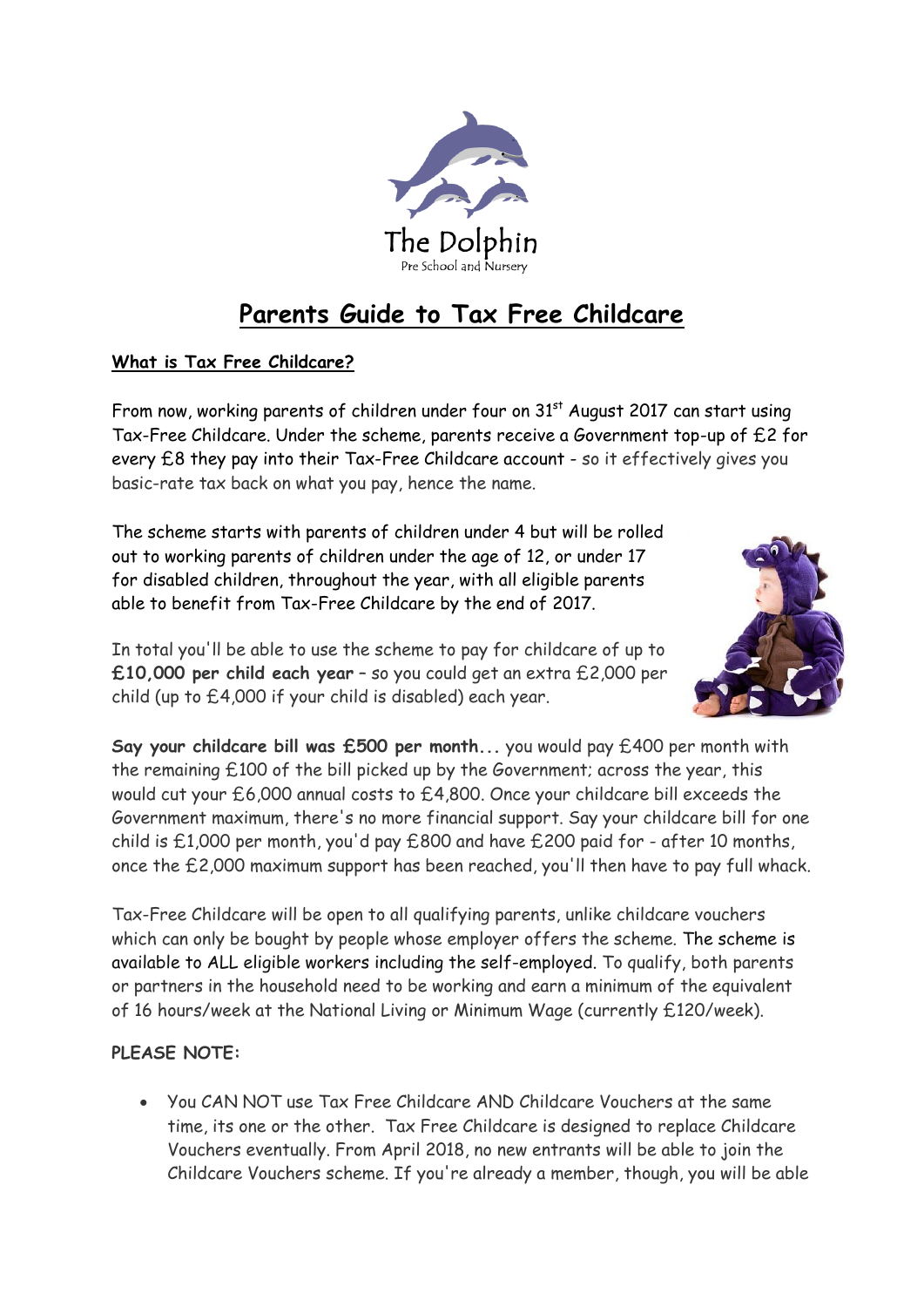The Dolphin

Pre School and Nursery

# Parents Guide to Tax Free Childcare

## What is Tax Free Childcare?

From now, working parents of children under four on 31st August 2017 can start using Tax-Free Childcare. Under the scheme, parents receive a Government top-up of £2 for every £8 they pay into their Tax-Free Childcare account - so it effectively gives you basic-rate tax back on what you pay, hence the name.

The scheme starts with parents of children under 4 but will be rolled out to working parents of children under the age of 12, or under 17 for disabled children, throughout the year, with all eligible parents able to benefit from Tax-Free Childcare by the end of 2017.

In total you'll be able to use the scheme to pay for childcare of up to **£10,000 per child each year** – so you could get an extra £2,000 per child (up to £4,000 if your child is disabled) each year.

**Say your childcare bill was £500 per month...** you would pay £400 per month with the remaining £100 of the bill picked up by the Government; across the year, this would cut your £6,000 annual costs to £4,800. Once your childcare bill exceeds the Government maximum, there's no more financial support. Say your childcare bill for one child is £1,000 per month, you'd pay £800 and have £200 paid for - after 10 months, once the £2,000 maximum support has been reached, you'll then have to pay full whack.

Tax-Free Childcare will be open to all qualifying parents, unlike childcare vouchers which can only be bought by people whose employer offers the scheme. The scheme is available to ALL eligible workers including the self-employed. To qualify, both parents or partners in the household need to be working and earn a minimum of the equivalent of 16 hours/week at the National Living or Minimum Wage (currently £120/week).

**PLEASE NOTE:**

- You CAN NOT use Tax Free Childcare AND Childcare Vouchers at the same time, its one or the other. Tax Free Childcare is designed to replace Childcare Vouchers eventually. From April 2018, no new entrants will be able to join the Childcare Vouchers scheme. If you're already a member, though, you will be able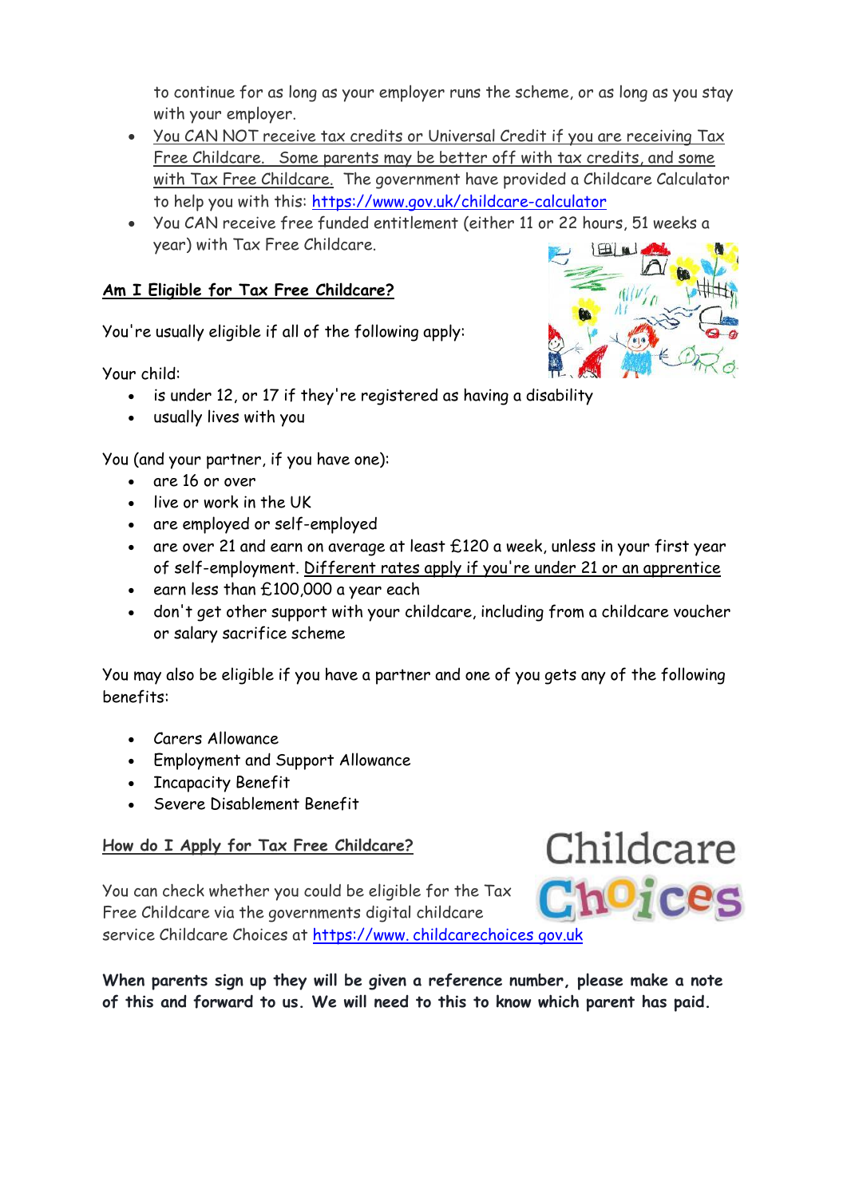to continue for as long as your employer runs the scheme, or as long as you stay with your employer.

- You CAN NOT receive tax credits or Universal Credit if you are receiving Tax Free Childcare. Some parents may be better off with tax credits, and some with Tax Free Childcare. The government have provided a Childcare Calculator to help you with this: https://www.gov.uk/childcare-calculator
- You CAN receive free funded entitlement (either 11 or 22 hours, 51 weeks a year) with Tax Free Childcare.

## Am I Eligible for Tax Free Childcare?

You're usually eligible if all of the following apply:

Your child:

- is under 12, or 17 if they're registered as having a disability
- usually lives with you

You (and your partner, if you have one):

- are 16 or over
- live or work in the UK
- are employed or self-employed
- are over 21 and earn on average at least £120 a week, unless in your first year of self-employment. Different rates apply if you're under 21 or an apprentice
- earn less than £100,000 a year each
- don't get other support with your childcare, including from a childcare voucher or salary sacrifice scheme

You may also be eligible if you have a partner and one of you gets any of the following benefits:

- Carers Allowance
- Employment and Support Allowance
- Incapacity Benefit
- Severe Disablement Benefit

## How do I Apply for Tax Free Childcare?

You can check whether you could be eligible for the Tax Free Childcare via the governments digital childcare service Childcare Choices at https://www.childcarechoices.gov.uk

**When parents sign up they will be given a reference number, please make a note of this and forward to us. We will need to this to know which parent has paid.**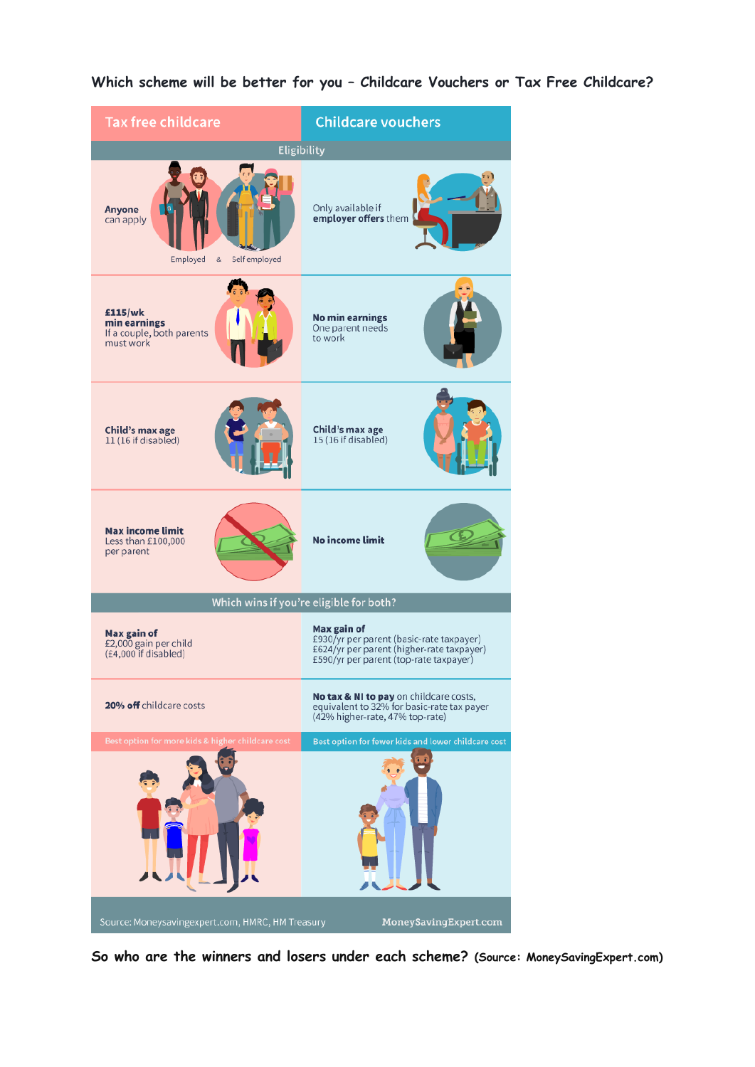**Which scheme will be better for you – Childcare Vouchers or Tax Free Childcare?**

| Tax free childcare | Childcare vouchers |
|---|---|
| **Eligibility** | |
| **Anyone** can apply (Employed & Self employed) | Only available if **employer offers** them |
| **£115/wk min earnings** If a couple, both parents must work | **No min earnings** One parent needs to work |
| **Child's max age** 11 (16 if disabled) | **Child's max age** 15 (16 if disabled) |
| **Max income limit** Less than £100,000 per parent | **No income limit** |
| **Which wins if you're eligible for both?** | |
| **Max gain of** £2,000 gain per child (£4,000 if disabled) | **Max gain of** £930/yr per parent (basic-rate taxpayer) £624/yr per parent (higher-rate taxpayer) £590/yr per parent (top-rate taxpayer) |
| **20% off** childcare costs | **No tax & NI to pay** on childcare costs, equivalent to 32% for basic-rate tax payer (42% higher-rate, 47% top-rate) |
| Best option for more kids & higher childcare cost | Best option for fewer kids and lower childcare cost |

Source: Moneysavingexpert.com, HMRC, HM Treasury — MoneySavingExpert.com

**So who are the winners and losers under each scheme?** (Source: MoneySavingExpert.com)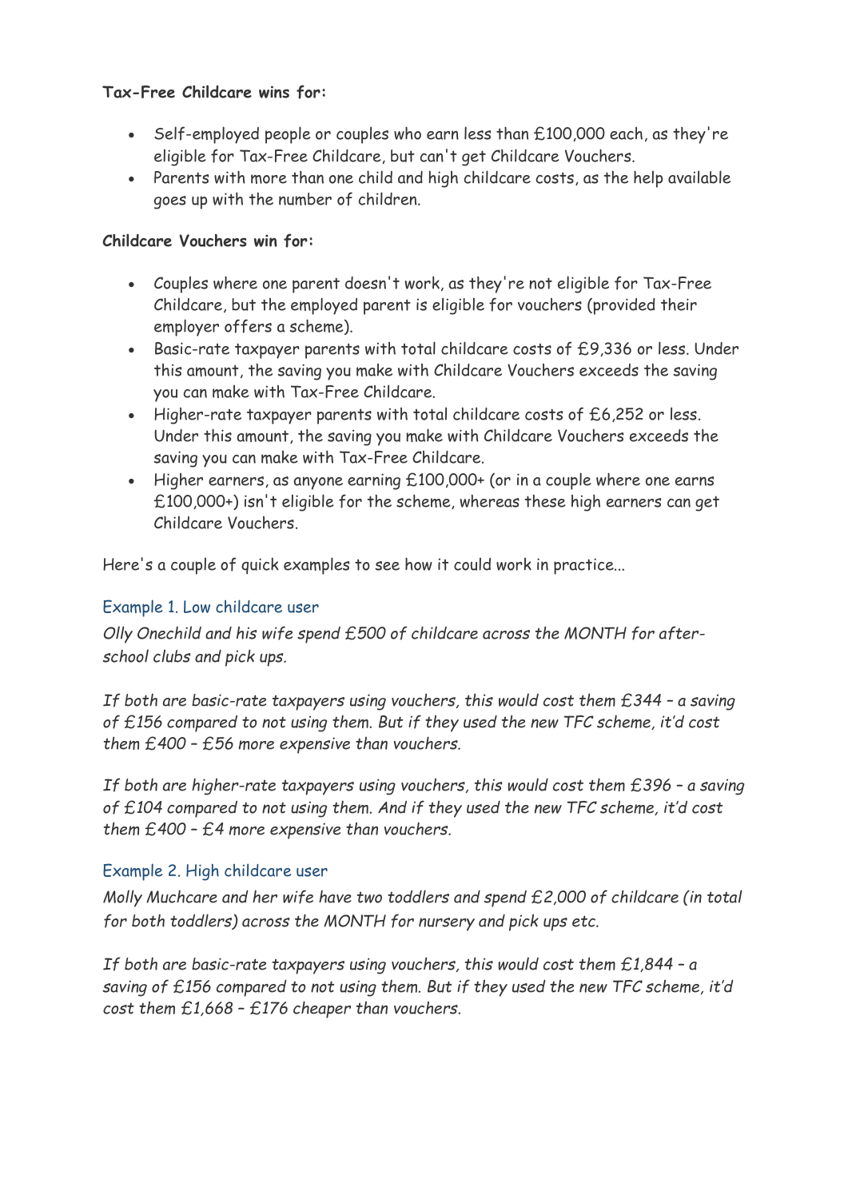**Tax-Free Childcare wins for:**

- Self-employed people or couples who earn less than £100,000 each, as they're eligible for Tax-Free Childcare, but can't get Childcare Vouchers.
- Parents with more than one child and high childcare costs, as the help available goes up with the number of children.

**Childcare Vouchers win for:**

- Couples where one parent doesn't work, as they're not eligible for Tax-Free Childcare, but the employed parent is eligible for vouchers (provided their employer offers a scheme).
- Basic-rate taxpayer parents with total childcare costs of £9,336 or less. Under this amount, the saving you make with Childcare Vouchers exceeds the saving you can make with Tax-Free Childcare.
- Higher-rate taxpayer parents with total childcare costs of £6,252 or less. Under this amount, the saving you make with Childcare Vouchers exceeds the saving you can make with Tax-Free Childcare.
- Higher earners, as anyone earning £100,000+ (or in a couple where one earns £100,000+) isn't eligible for the scheme, whereas these high earners can get Childcare Vouchers.

Here's a couple of quick examples to see how it could work in practice...

### Example 1. Low childcare user

*Olly Onechild and his wife spend £500 of childcare across the MONTH for after-school clubs and pick ups.*

*If both are basic-rate taxpayers using vouchers, this would cost them £344 – a saving of £156 compared to not using them. But if they used the new TFC scheme, it'd cost them £400 – £56 more expensive than vouchers.*

*If both are higher-rate taxpayers using vouchers, this would cost them £396 – a saving of £104 compared to not using them. And if they used the new TFC scheme, it'd cost them £400 – £4 more expensive than vouchers.*

### Example 2. High childcare user

*Molly Muchcare and her wife have two toddlers and spend £2,000 of childcare (in total for both toddlers) across the MONTH for nursery and pick ups etc.*

*If both are basic-rate taxpayers using vouchers, this would cost them £1,844 – a saving of £156 compared to not using them. But if they used the new TFC scheme, it'd cost them £1,668 – £176 cheaper than vouchers.*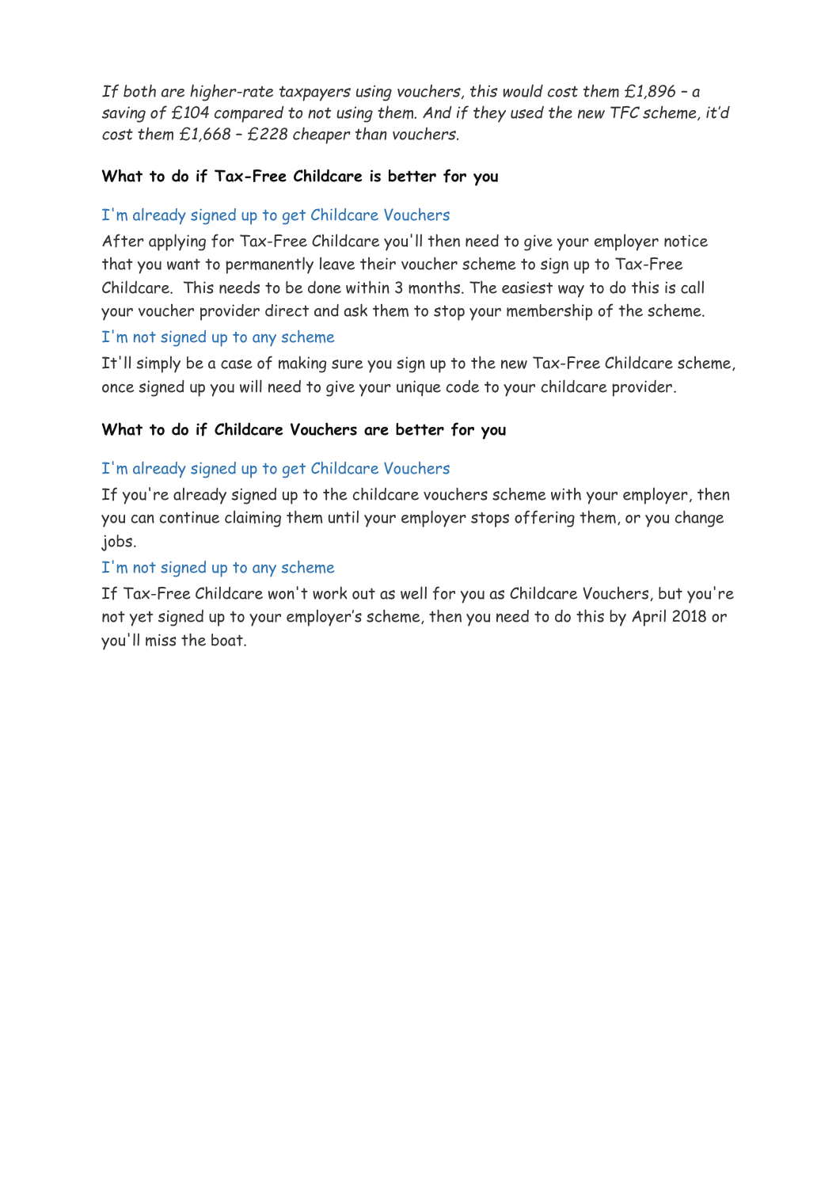*If both are higher-rate taxpayers using vouchers, this would cost them £1,896 – a saving of £104 compared to not using them. And if they used the new TFC scheme, it'd cost them £1,668 – £228 cheaper than vouchers.*

**What to do if Tax-Free Childcare is better for you**

I'm already signed up to get Childcare Vouchers

After applying for Tax-Free Childcare you'll then need to give your employer notice that you want to permanently leave their voucher scheme to sign up to Tax-Free Childcare. This needs to be done within 3 months. The easiest way to do this is call your voucher provider direct and ask them to stop your membership of the scheme.

I'm not signed up to any scheme

It'll simply be a case of making sure you sign up to the new Tax-Free Childcare scheme, once signed up you will need to give your unique code to your childcare provider.

**What to do if Childcare Vouchers are better for you**

I'm already signed up to get Childcare Vouchers

If you're already signed up to the childcare vouchers scheme with your employer, then you can continue claiming them until your employer stops offering them, or you change jobs.

I'm not signed up to any scheme

If Tax-Free Childcare won't work out as well for you as Childcare Vouchers, but you're not yet signed up to your employer's scheme, then you need to do this by April 2018 or you'll miss the boat.